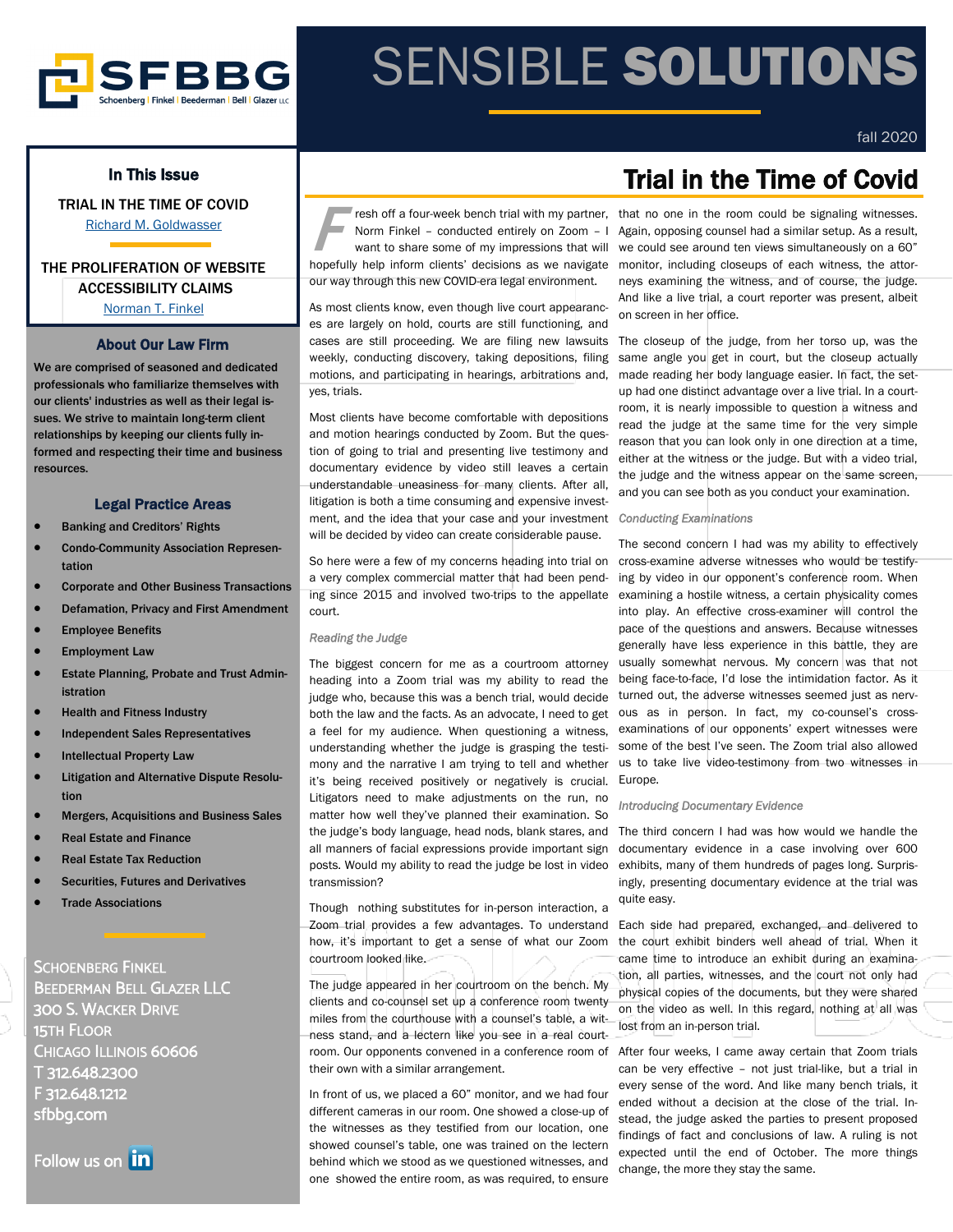# SENSIBLE **SOLUTIONS**

fall 2020

## In This Issue

TRIAL IN THE TIME OF COVID
Richard M. Goldwasser

THE PROLIFERATION OF WEBSITE ACCESSIBILITY CLAIMS
Norman T. Finkel

### About Our Law Firm

**We are comprised of seasoned and dedicated professionals who familiarize themselves with our clients' industries as well as their legal issues. We strive to maintain long-term client relationships by keeping our clients fully informed and respecting their time and business resources.**

### Legal Practice Areas

- **Banking and Creditors' Rights**
- **Condo-Community Association Representation**
- **Corporate and Other Business Transactions**
- **Defamation, Privacy and First Amendment**
- **Employee Benefits**
- **Employment Law**
- **Estate Planning, Probate and Trust Administration**
- **Health and Fitness Industry**
- **Independent Sales Representatives**
- **Intellectual Property Law**
- **Litigation and Alternative Dispute Resolution**
- **Mergers, Acquisitions and Business Sales**
- **Real Estate and Finance**
- **Real Estate Tax Reduction**
- **Securities, Futures and Derivatives**
- **Trade Associations**

SCHOENBERG FINKEL BEEDERMAN BELL GLAZER LLC
300 S. WACKER DRIVE
15TH FLOOR
CHICAGO ILLINOIS 60606
T 312.648.2300
F 312.648.1212
sfbbg.com

Follow us on in

# Trial in the Time of Covid

Fresh off a four-week bench trial with my partner, Norm Finkel – conducted entirely on Zoom – I want to share some of my impressions that will hopefully help inform clients' decisions as we navigate our way through this new COVID-era legal environment.

As most clients know, even though live court appearances are largely on hold, courts are still functioning, and cases are still proceeding. We are filing new lawsuits weekly, conducting discovery, taking depositions, filing motions, and participating in hearings, arbitrations and, yes, trials.

Most clients have become comfortable with depositions and motion hearings conducted by Zoom. But the question of going to trial and presenting live testimony and documentary evidence by video still leaves a certain understandable uneasiness for many clients. After all, litigation is both a time consuming and expensive investment, and the idea that your case and your investment will be decided by video can create considerable pause.

So here were a few of my concerns heading into trial on a very complex commercial matter that had been pending since 2015 and involved two-trips to the appellate court.

*Reading the Judge*

The biggest concern for me as a courtroom attorney heading into a Zoom trial was my ability to read the judge who, because this was a bench trial, would decide both the law and the facts. As an advocate, I need to get a feel for my audience. When questioning a witness, understanding whether the judge is grasping the testimony and the narrative I am trying to tell and whether it's being received positively or negatively is crucial. Litigators need to make adjustments on the run, no matter how well they've planned their examination. So the judge's body language, head nods, blank stares, and all manners of facial expressions provide important sign posts. Would my ability to read the judge be lost in video transmission?

Though nothing substitutes for in-person interaction, a Zoom trial provides a few advantages. To understand how, it's important to get a sense of what our Zoom courtroom looked like.

The judge appeared in her courtroom on the bench. My clients and co-counsel set up a conference room twenty miles from the courthouse with a counsel's table, a witness stand, and a lectern like you see in a real courtroom. Our opponents convened in a conference room of their own with a similar arrangement.

In front of us, we placed a 60" monitor, and we had four different cameras in our room. One showed a close-up of the witnesses as they testified from our location, one showed counsel's table, one was trained on the lectern behind which we stood as we questioned witnesses, and one showed the entire room, as was required, to ensure that no one in the room could be signaling witnesses. Again, opposing counsel had a similar setup. As a result, we could see around ten views simultaneously on a 60" monitor, including closeups of each witness, the attorneys examining the witness, and of course, the judge. And like a live trial, a court reporter was present, albeit on screen in her office.

The closeup of the judge, from her torso up, was the same angle you get in court, but the closeup actually made reading her body language easier. In fact, the set-up had one distinct advantage over a live trial. In a courtroom, it is nearly impossible to question a witness and read the judge at the same time for the very simple reason that you can look only in one direction at a time, either at the witness or the judge. But with a video trial, the judge and the witness appear on the same screen, and you can see both as you conduct your examination.

*Conducting Examinations*

The second concern I had was my ability to effectively cross-examine adverse witnesses who would be testifying by video in our opponent's conference room. When examining a hostile witness, a certain physicality comes into play. An effective cross-examiner will control the pace of the questions and answers. Because witnesses generally have less experience in this battle, they are usually somewhat nervous. My concern was that not being face-to-face, I'd lose the intimidation factor. As it turned out, the adverse witnesses seemed just as nervous as in person. In fact, my co-counsel's cross-examinations of our opponents' expert witnesses were some of the best I've seen. The Zoom trial also allowed us to take live video-testimony from two witnesses in Europe.

*Introducing Documentary Evidence*

The third concern I had was how would we handle the documentary evidence in a case involving over 600 exhibits, many of them hundreds of pages long. Surprisingly, presenting documentary evidence at the trial was quite easy.

Each side had prepared, exchanged, and delivered to the court exhibit binders well ahead of trial. When it came time to introduce an exhibit during an examination, all parties, witnesses, and the court not only had physical copies of the documents, but they were shared on the video as well. In this regard, nothing at all was lost from an in-person trial.

After four weeks, I came away certain that Zoom trials can be very effective – not just trial-like, but a trial in every sense of the word. And like many bench trials, it ended without a decision at the close of the trial. Instead, the judge asked the parties to present proposed findings of fact and conclusions of law. A ruling is not expected until the end of October. The more things change, the more they stay the same.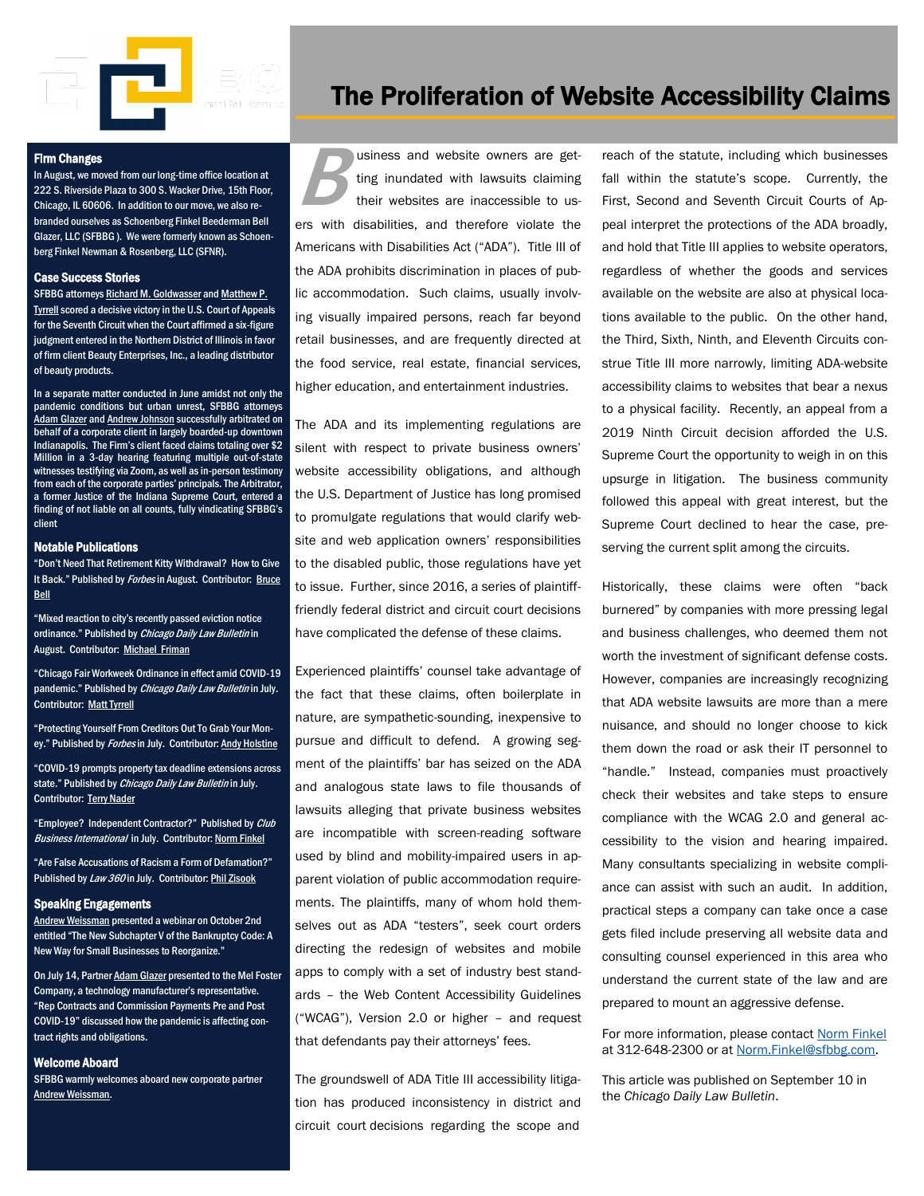# The Proliferation of Website Accessibility Claims

### Firm Changes

In August, we moved from our long-time office location at 222 S. Riverside Plaza to 300 S. Wacker Drive, 15th Floor, Chicago, IL 60606. In addition to our move, we also re-branded ourselves as Schoenberg Finkel Beederman Bell Glazer, LLC (SFBBG ). We were formerly known as Schoenberg Finkel Newman & Rosenberg, LLC (SFNR).

### Case Success Stories

SFBBG attorneys Richard M. Goldwasser and Matthew P. Tyrrell scored a decisive victory in the U.S. Court of Appeals for the Seventh Circuit when the Court affirmed a six-figure judgment entered in the Northern District of Illinois in favor of firm client Beauty Enterprises, Inc., a leading distributor of beauty products.

In a separate matter conducted in June amidst not only the pandemic conditions but urban unrest, SFBBG attorneys Adam Glazer and Andrew Johnson successfully arbitrated on behalf of a corporate client in largely boarded-up downtown Indianapolis. The Firm's client faced claims totaling over $2 Million in a 3-day hearing featuring multiple out-of-state witnesses testifying via Zoom, as well as in-person testimony from each of the corporate parties' principals. The Arbitrator, a former Justice of the Indiana Supreme Court, entered a finding of not liable on all counts, fully vindicating SFBBG's client

### Notable Publications

"Don't Need That Retirement Kitty Withdrawal? How to Give It Back." Published by *Forbes* in August. Contributor: Bruce Bell

"Mixed reaction to city's recently passed eviction notice ordinance." Published by *Chicago Daily Law Bulletin* in August. Contributor: Michael Friman

"Chicago Fair Workweek Ordinance in effect amid COVID-19 pandemic." Published by *Chicago Daily Law Bulletin* in July. Contributor: Matt Tyrrell

"Protecting Yourself From Creditors Out To Grab Your Money." Published by *Forbes* in July. Contributor: Andy Holstine

"COVID-19 prompts property tax deadline extensions across state." Published by *Chicago Daily Law Bulletin* in July. Contributor: Terry Nader

"Employee? Independent Contractor?" Published by *Club Business International* in July. Contributor: Norm Finkel

"Are False Accusations of Racism a Form of Defamation?" Published by *Law 360* in July. Contributor: Phil Zisook

### Speaking Engagements

Andrew Weissman presented a webinar on October 2nd entitled "The New Subchapter V of the Bankruptcy Code: A New Way for Small Businesses to Reorganize."

On July 14, Partner Adam Glazer presented to the Mel Foster Company, a technology manufacturer's representative. "Rep Contracts and Commission Payments Pre and Post COVID-19" discussed how the pandemic is affecting contract rights and obligations.

### Welcome Aboard

SFBBG warmly welcomes aboard new corporate partner Andrew Weissman.

---

Business and website owners are getting inundated with lawsuits claiming their websites are inaccessible to users with disabilities, and therefore violate the Americans with Disabilities Act ("ADA"). Title III of the ADA prohibits discrimination in places of public accommodation. Such claims, usually involving visually impaired persons, reach far beyond retail businesses, and are frequently directed at the food service, real estate, financial services, higher education, and entertainment industries.

The ADA and its implementing regulations are silent with respect to private business owners' website accessibility obligations, and although the U.S. Department of Justice has long promised to promulgate regulations that would clarify website and web application owners' responsibilities to the disabled public, those regulations have yet to issue. Further, since 2016, a series of plaintiff-friendly federal district and circuit court decisions have complicated the defense of these claims.

Experienced plaintiffs' counsel take advantage of the fact that these claims, often boilerplate in nature, are sympathetic-sounding, inexpensive to pursue and difficult to defend. A growing segment of the plaintiffs' bar has seized on the ADA and analogous state laws to file thousands of lawsuits alleging that private business websites are incompatible with screen-reading software used by blind and mobility-impaired users in apparent violation of public accommodation requirements. The plaintiffs, many of whom hold themselves out as ADA "testers", seek court orders directing the redesign of websites and mobile apps to comply with a set of industry best standards – the Web Content Accessibility Guidelines ("WCAG"), Version 2.0 or higher – and request that defendants pay their attorneys' fees.

The groundswell of ADA Title III accessibility litigation has produced inconsistency in district and circuit court decisions regarding the scope and reach of the statute, including which businesses fall within the statute's scope. Currently, the First, Second and Seventh Circuit Courts of Appeal interpret the protections of the ADA broadly, and hold that Title III applies to website operators, regardless of whether the goods and services available on the website are also at physical locations available to the public. On the other hand, the Third, Sixth, Ninth, and Eleventh Circuits construe Title III more narrowly, limiting ADA-website accessibility claims to websites that bear a nexus to a physical facility. Recently, an appeal from a 2019 Ninth Circuit decision afforded the U.S. Supreme Court the opportunity to weigh in on this upsurge in litigation. The business community followed this appeal with great interest, but the Supreme Court declined to hear the case, preserving the current split among the circuits.

Historically, these claims were often "back burnered" by companies with more pressing legal and business challenges, who deemed them not worth the investment of significant defense costs. However, companies are increasingly recognizing that ADA website lawsuits are more than a mere nuisance, and should no longer choose to kick them down the road or ask their IT personnel to "handle." Instead, companies must proactively check their websites and take steps to ensure compliance with the WCAG 2.0 and general accessibility to the vision and hearing impaired. Many consultants specializing in website compliance can assist with such an audit. In addition, practical steps a company can take once a case gets filed include preserving all website data and consulting counsel experienced in this area who understand the current state of the law and are prepared to mount an aggressive defense.

For more information, please contact Norm Finkel at 312-648-2300 or at Norm.Finkel@sfbbg.com.

This article was published on September 10 in the *Chicago Daily Law Bulletin*.